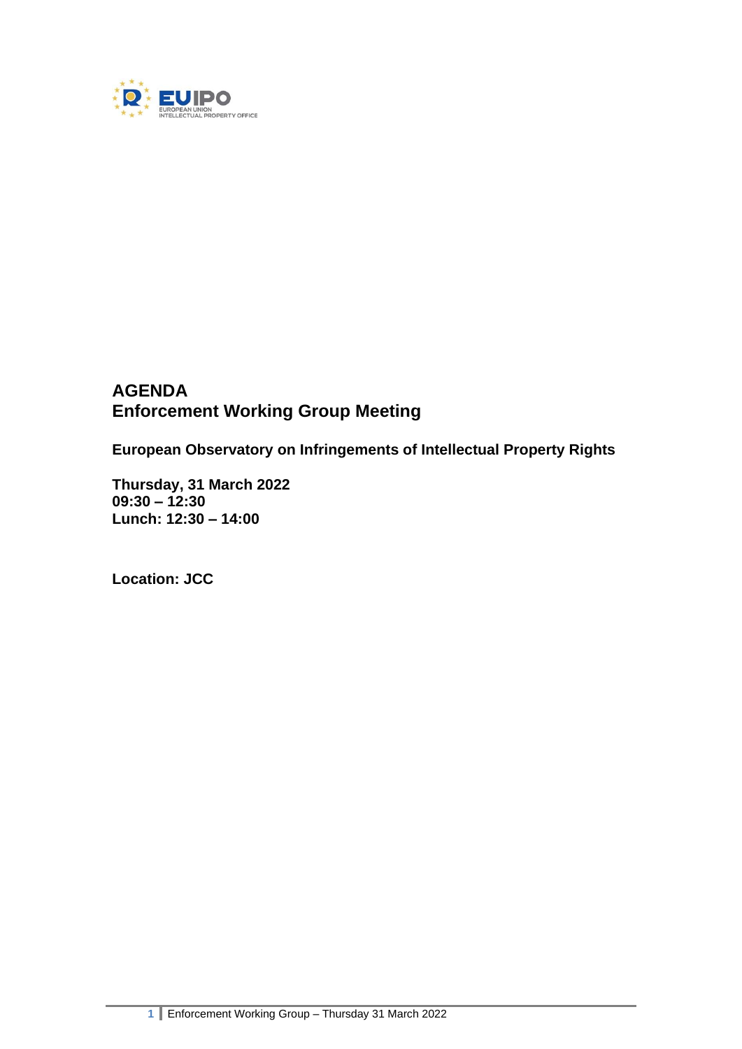# AGENDA
# Enforcement Working Group Meeting

**European Observatory on Infringements of Intellectual Property Rights**

**Thursday, 31 March 2022**
**09:30 – 12:30**
**Lunch: 12:30 – 14:00**

**Location: JCC**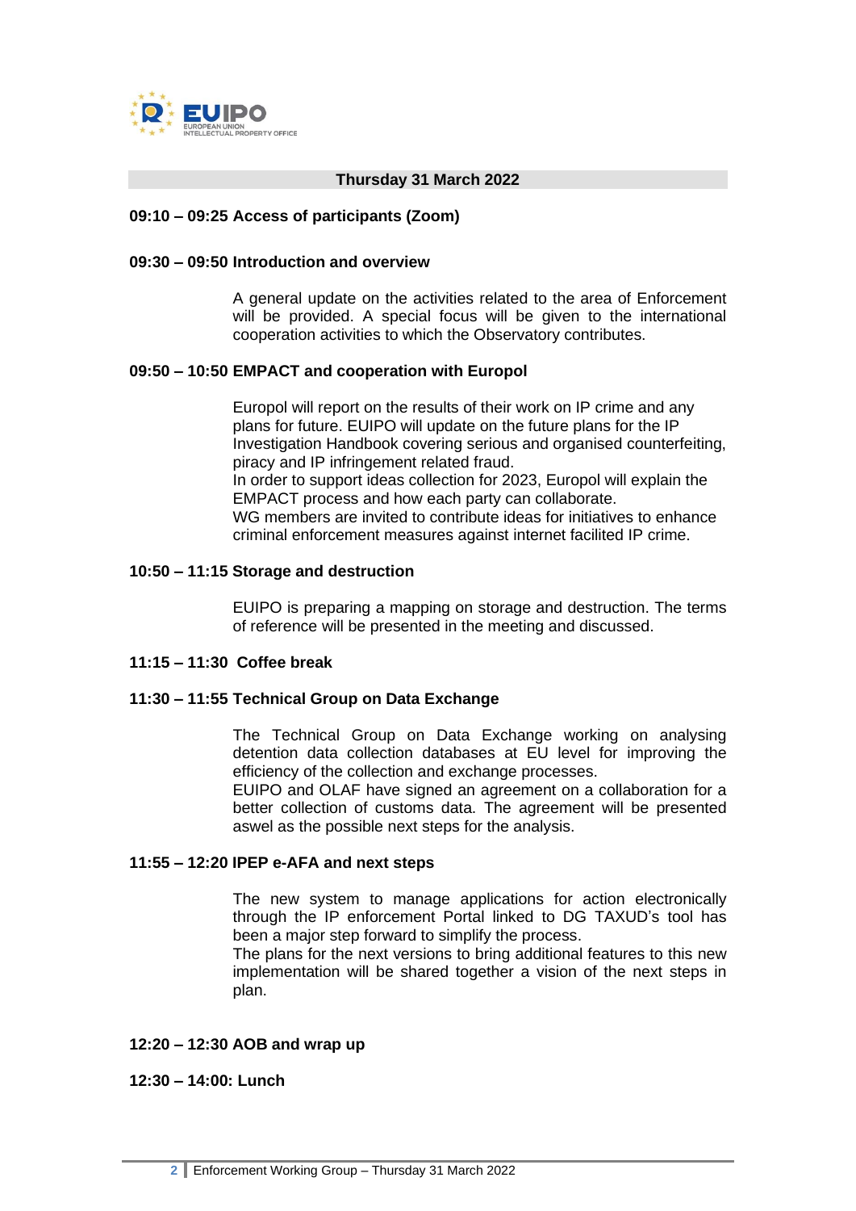## Thursday 31 March 2022

**09:10 – 09:25 Access of participants (Zoom)**

**09:30 – 09:50 Introduction and overview**

A general update on the activities related to the area of Enforcement will be provided. A special focus will be given to the international cooperation activities to which the Observatory contributes.

**09:50 – 10:50 EMPACT and cooperation with Europol**

Europol will report on the results of their work on IP crime and any plans for future. EUIPO will update on the future plans for the IP Investigation Handbook covering serious and organised counterfeiting, piracy and IP infringement related fraud.
In order to support ideas collection for 2023, Europol will explain the EMPACT process and how each party can collaborate.
WG members are invited to contribute ideas for initiatives to enhance criminal enforcement measures against internet facilited IP crime.

**10:50 – 11:15 Storage and destruction**

EUIPO is preparing a mapping on storage and destruction. The terms of reference will be presented in the meeting and discussed.

**11:15 – 11:30 Coffee break**

**11:30 – 11:55 Technical Group on Data Exchange**

The Technical Group on Data Exchange working on analysing detention data collection databases at EU level for improving the efficiency of the collection and exchange processes.
EUIPO and OLAF have signed an agreement on a collaboration for a better collection of customs data. The agreement will be presented aswel as the possible next steps for the analysis.

**11:55 – 12:20 IPEP e-AFA and next steps**

The new system to manage applications for action electronically through the IP enforcement Portal linked to DG TAXUD's tool has been a major step forward to simplify the process.
The plans for the next versions to bring additional features to this new implementation will be shared together a vision of the next steps in plan.

**12:20 – 12:30 AOB and wrap up**

**12:30 – 14:00: Lunch**